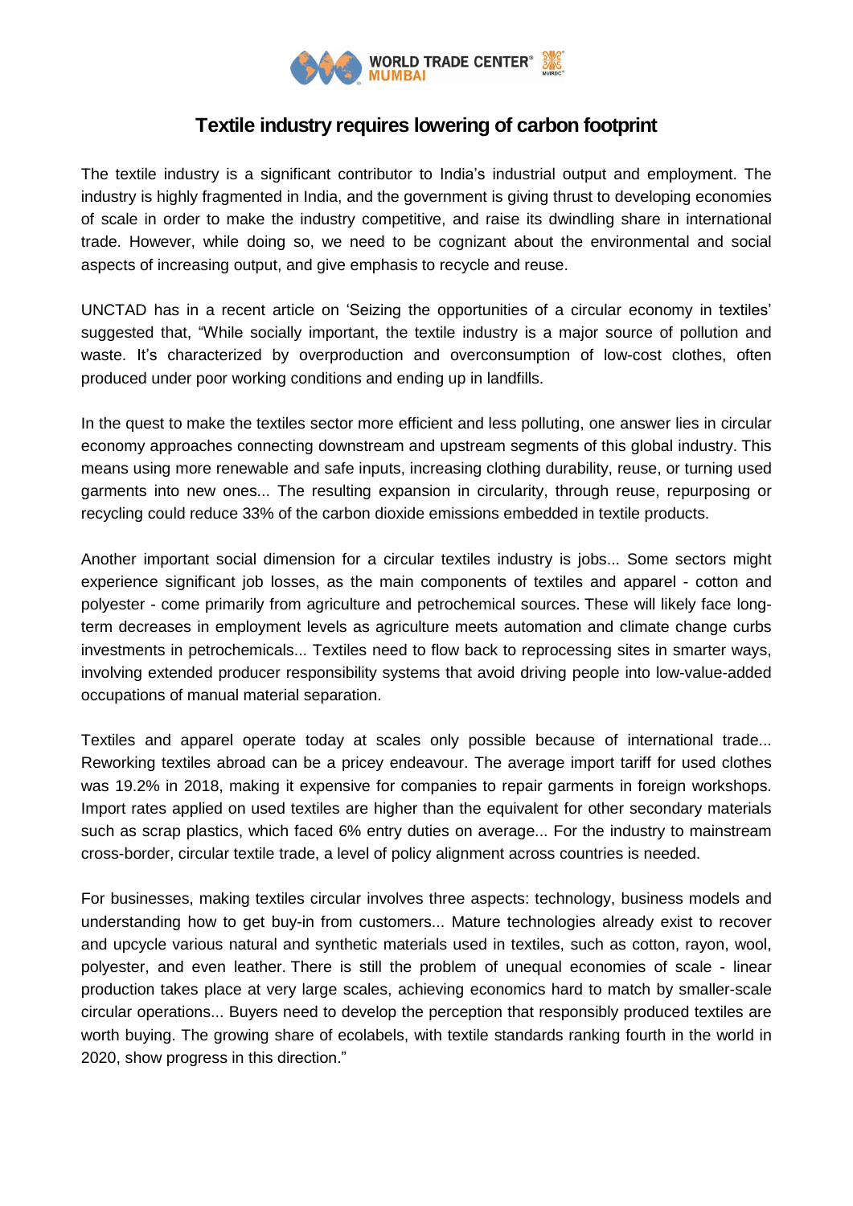# Textile industry requires lowering of carbon footprint

The textile industry is a significant contributor to India's industrial output and employment. The industry is highly fragmented in India, and the government is giving thrust to developing economies of scale in order to make the industry competitive, and raise its dwindling share in international trade. However, while doing so, we need to be cognizant about the environmental and social aspects of increasing output, and give emphasis to recycle and reuse.

UNCTAD has in a recent article on 'Seizing the opportunities of a circular economy in textiles' suggested that, "While socially important, the textile industry is a major source of pollution and waste. It's characterized by overproduction and overconsumption of low-cost clothes, often produced under poor working conditions and ending up in landfills.

In the quest to make the textiles sector more efficient and less polluting, one answer lies in circular economy approaches connecting downstream and upstream segments of this global industry. This means using more renewable and safe inputs, increasing clothing durability, reuse, or turning used garments into new ones... The resulting expansion in circularity, through reuse, repurposing or recycling could reduce 33% of the carbon dioxide emissions embedded in textile products.

Another important social dimension for a circular textiles industry is jobs... Some sectors might experience significant job losses, as the main components of textiles and apparel - cotton and polyester - come primarily from agriculture and petrochemical sources. These will likely face long-term decreases in employment levels as agriculture meets automation and climate change curbs investments in petrochemicals... Textiles need to flow back to reprocessing sites in smarter ways, involving extended producer responsibility systems that avoid driving people into low-value-added occupations of manual material separation.

Textiles and apparel operate today at scales only possible because of international trade... Reworking textiles abroad can be a pricey endeavour. The average import tariff for used clothes was 19.2% in 2018, making it expensive for companies to repair garments in foreign workshops. Import rates applied on used textiles are higher than the equivalent for other secondary materials such as scrap plastics, which faced 6% entry duties on average... For the industry to mainstream cross-border, circular textile trade, a level of policy alignment across countries is needed.

For businesses, making textiles circular involves three aspects: technology, business models and understanding how to get buy-in from customers... Mature technologies already exist to recover and upcycle various natural and synthetic materials used in textiles, such as cotton, rayon, wool, polyester, and even leather. There is still the problem of unequal economies of scale - linear production takes place at very large scales, achieving economics hard to match by smaller-scale circular operations... Buyers need to develop the perception that responsibly produced textiles are worth buying. The growing share of ecolabels, with textile standards ranking fourth in the world in 2020, show progress in this direction."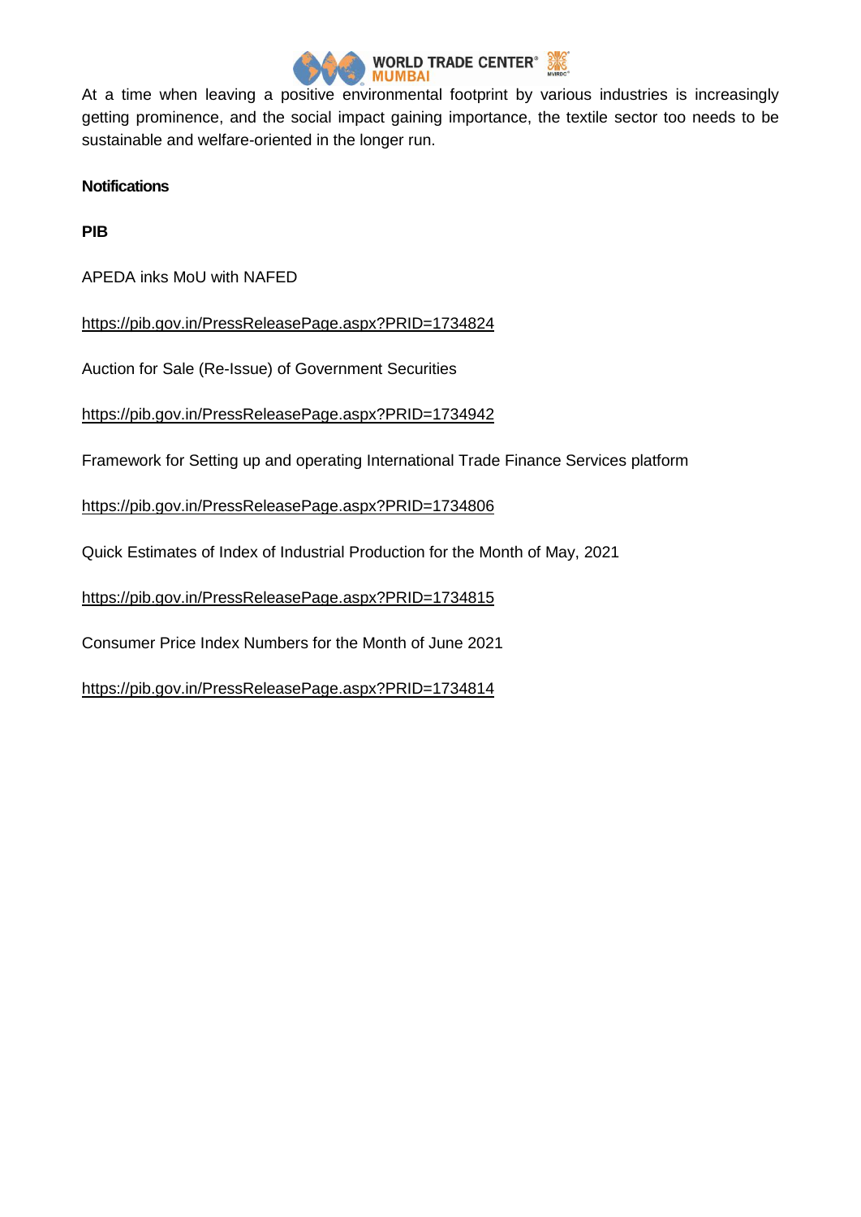At a time when leaving a positive environmental footprint by various industries is increasingly getting prominence, and the social impact gaining importance, the textile sector too needs to be sustainable and welfare-oriented in the longer run.

**Notifications**

**PIB**

APEDA inks MoU with NAFED

https://pib.gov.in/PressReleasePage.aspx?PRID=1734824

Auction for Sale (Re-Issue) of Government Securities

https://pib.gov.in/PressReleasePage.aspx?PRID=1734942

Framework for Setting up and operating International Trade Finance Services platform

https://pib.gov.in/PressReleasePage.aspx?PRID=1734806

Quick Estimates of Index of Industrial Production for the Month of May, 2021

https://pib.gov.in/PressReleasePage.aspx?PRID=1734815

Consumer Price Index Numbers for the Month of June 2021

https://pib.gov.in/PressReleasePage.aspx?PRID=1734814